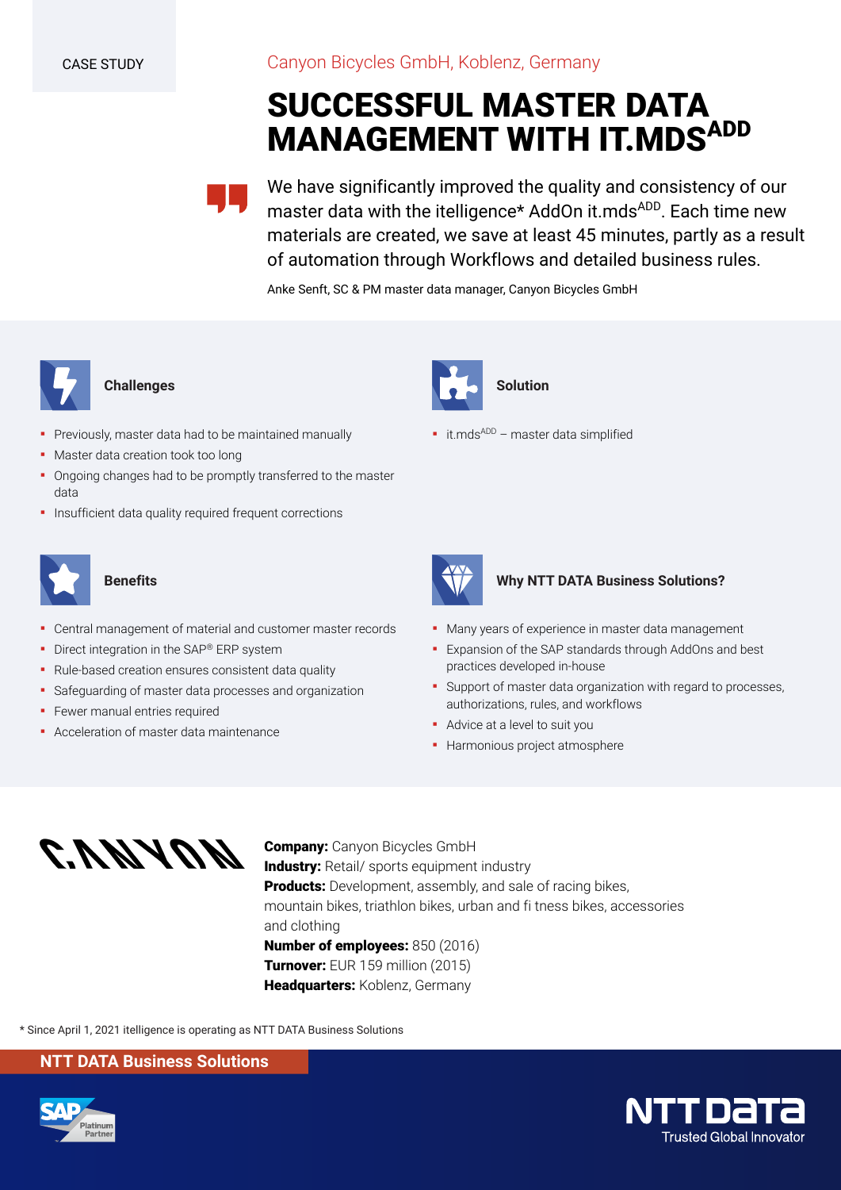CASE STUDY

Canyon Bicycles GmbH, Koblenz, Germany

# SUCCESSFUL MASTER DATA MANAGEMENT WITH IT.MDS$^{ADD}$

> We have significantly improved the quality and consistency of our master data with the itelligence* AddOn it.mds$^{ADD}$. Each time new materials are created, we save at least 45 minutes, partly as a result of automation through Workflows and detailed business rules.

Anke Senft, SC & PM master data manager, Canyon Bicycles GmbH

## Challenges

- Previously, master data had to be maintained manually
- Master data creation took too long
- Ongoing changes had to be promptly transferred to the master data
- Insufficient data quality required frequent corrections

## Solution

- it.mds$^{ADD}$ – master data simplified

## Benefits

- Central management of material and customer master records
- Direct integration in the SAP® ERP system
- Rule-based creation ensures consistent data quality
- Safeguarding of master data processes and organization
- Fewer manual entries required
- Acceleration of master data maintenance

## Why NTT DATA Business Solutions?

- Many years of experience in master data management
- Expansion of the SAP standards through AddOns and best practices developed in-house
- Support of master data organization with regard to processes, authorizations, rules, and workflows
- Advice at a level to suit you
- Harmonious project atmosphere

CANYON

**Company:** Canyon Bicycles GmbH
**Industry:** Retail/ sports equipment industry
**Products:** Development, assembly, and sale of racing bikes, mountain bikes, triathlon bikes, urban and fi tness bikes, accessories and clothing
**Number of employees:** 850 (2016)
**Turnover:** EUR 159 million (2015)
**Headquarters:** Koblenz, Germany

* Since April 1, 2021 itelligence is operating as NTT DATA Business Solutions

NTT DATA Business Solutions

SAP Platinum Partner

NTT DATA Trusted Global Innovator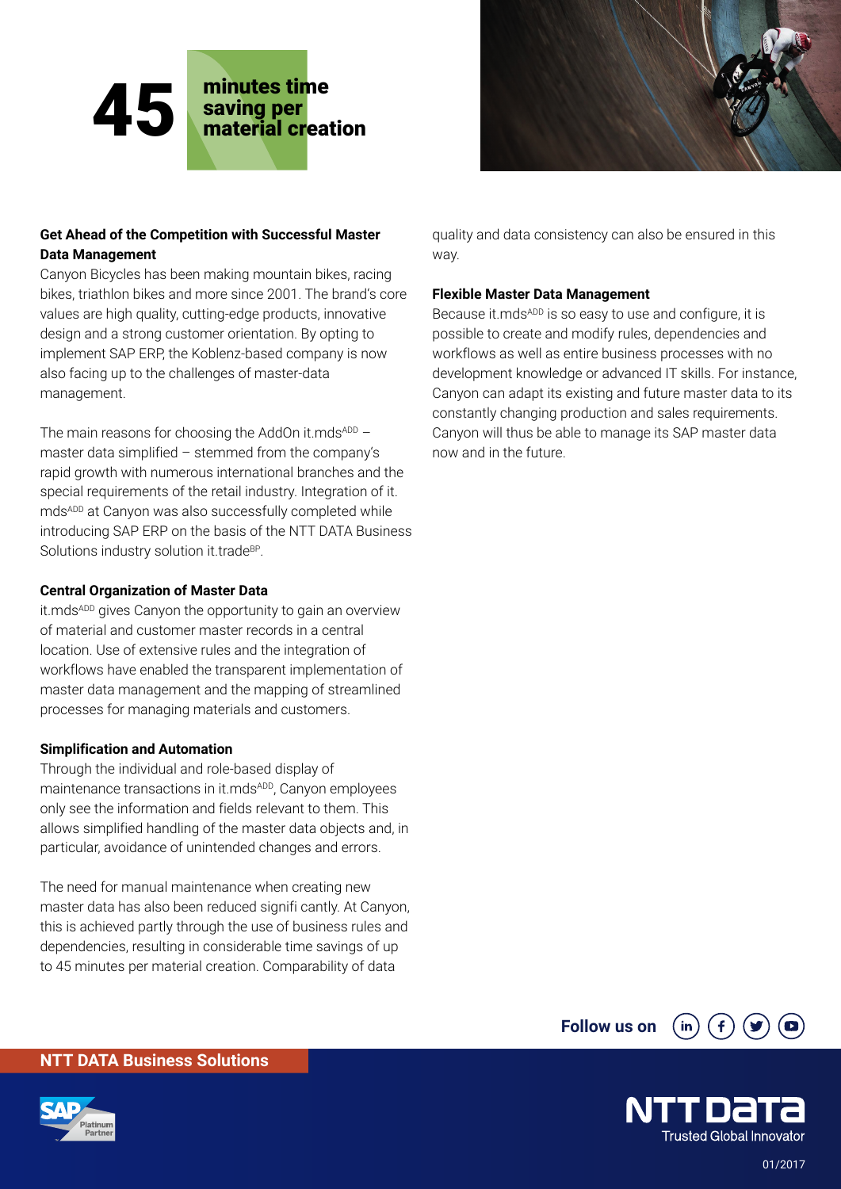**45** **minutes time saving per material creation**

### Get Ahead of the Competition with Successful Master Data Management

Canyon Bicycles has been making mountain bikes, racing bikes, triathlon bikes and more since 2001. The brand's core values are high quality, cutting-edge products, innovative design and a strong customer orientation. By opting to implement SAP ERP, the Koblenz-based company is now also facing up to the challenges of master-data management.

The main reasons for choosing the AddOn it.mds[ADD] – master data simplified – stemmed from the company's rapid growth with numerous international branches and the special requirements of the retail industry. Integration of it.mds[ADD] at Canyon was also successfully completed while introducing SAP ERP on the basis of the NTT DATA Business Solutions industry solution it.trade[BP].

### Central Organization of Master Data

it.mds[ADD] gives Canyon the opportunity to gain an overview of material and customer master records in a central location. Use of extensive rules and the integration of workflows have enabled the transparent implementation of master data management and the mapping of streamlined processes for managing materials and customers.

### Simplification and Automation

Through the individual and role-based display of maintenance transactions in it.mds[ADD], Canyon employees only see the information and fields relevant to them. This allows simplified handling of the master data objects and, in particular, avoidance of unintended changes and errors.

The need for manual maintenance when creating new master data has also been reduced signifi cantly. At Canyon, this is achieved partly through the use of business rules and dependencies, resulting in considerable time savings of up to 45 minutes per material creation. Comparability of data quality and data consistency can also be ensured in this way.

### Flexible Master Data Management

Because it.mds[ADD] is so easy to use and configure, it is possible to create and modify rules, dependencies and workflows as well as entire business processes with no development knowledge or advanced IT skills. For instance, Canyon can adapt its existing and future master data to its constantly changing production and sales requirements. Canyon will thus be able to manage its SAP master data now and in the future.

Follow us on

**NTT DATA Business Solutions**

SAP Platinum Partner

NTT DATA
Trusted Global Innovator

01/2017